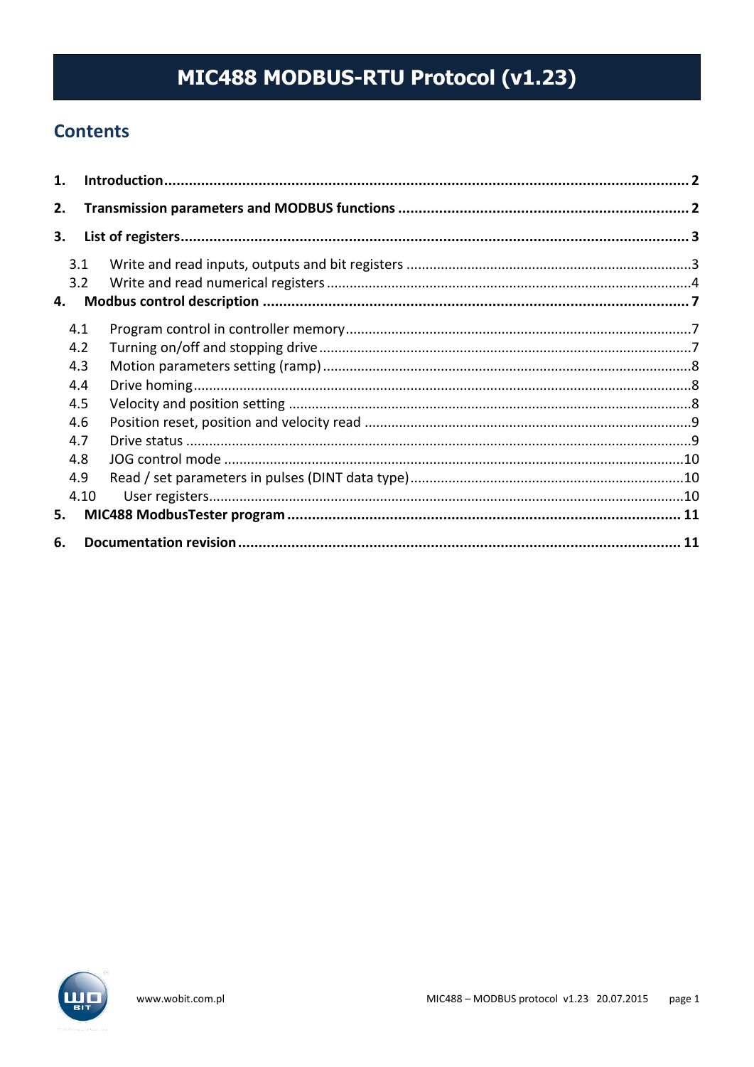# MIC488 MODBUS-RTU Protocol (v1.23)

## Contents

1. **Introduction** ........................................................................ **2**
2. **Transmission parameters and MODBUS functions** ........................ **2**
3. **List of registers** ........................................................................ **3**
   - 3.1 Write and read inputs, outputs and bit registers .............................. 3
   - 3.2 Write and read numerical registers .................................................. 4
4. **Modbus control description** ...................................................... **7**
   - 4.1 Program control in controller memory ............................................. 7
   - 4.2 Turning on/off and stopping drive .................................................... 7
   - 4.3 Motion parameters setting (ramp) .................................................... 8
   - 4.4 Drive homing ...................................................................................... 8
   - 4.5 Velocity and position setting ............................................................ 8
   - 4.6 Position reset, position and velocity read ........................................ 9
   - 4.7 Drive status ........................................................................................ 9
   - 4.8 JOG control mode .............................................................................. 10
   - 4.9 Read / set parameters in pulses (DINT data type) ............................. 10
   - 4.10 User registers .................................................................................... 10
5. **MIC488 ModbusTester program** ................................................. **11**
6. **Documentation revision** ............................................................ **11**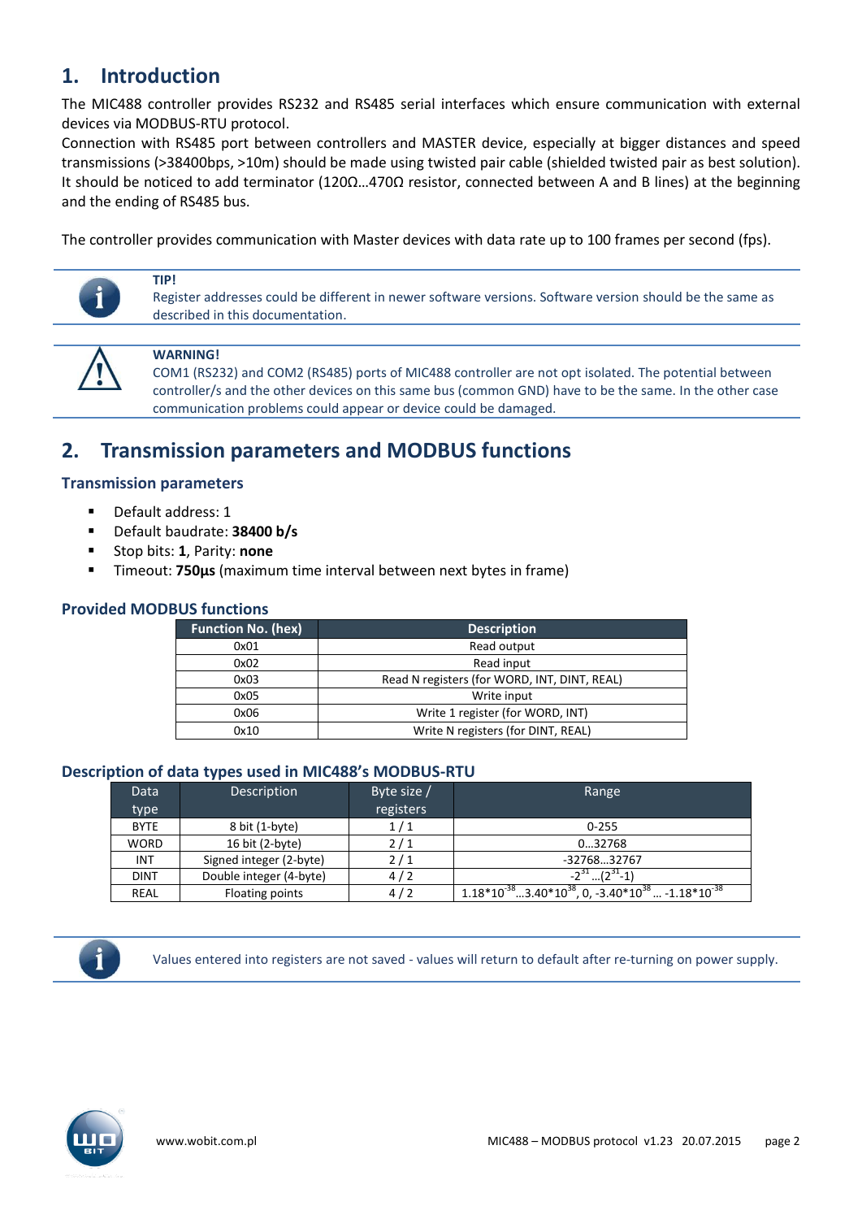## 1. Introduction

The MIC488 controller provides RS232 and RS485 serial interfaces which ensure communication with external devices via MODBUS-RTU protocol.
Connection with RS485 port between controllers and MASTER device, especially at bigger distances and speed transmissions (>38400bps, >10m) should be made using twisted pair cable (shielded twisted pair as best solution). It should be noticed to add terminator (120Ω…470Ω resistor, connected between A and B lines) at the beginning and the ending of RS485 bus.

The controller provides communication with Master devices with data rate up to 100 frames per second (fps).

**TIP!**
Register addresses could be different in newer software versions. Software version should be the same as described in this documentation.

**WARNING!**
COM1 (RS232) and COM2 (RS485) ports of MIC488 controller are not opt isolated. The potential between controller/s and the other devices on this same bus (common GND) have to be the same. In the other case communication problems could appear or device could be damaged.

## 2. Transmission parameters and MODBUS functions

### Transmission parameters

- Default address: 1
- Default baudrate: **38400 b/s**
- Stop bits: **1**, Parity: **none**
- Timeout: **750µs** (maximum time interval between next bytes in frame)

### Provided MODBUS functions

| Function No. (hex) | Description |
|---|---|
| 0x01 | Read output |
| 0x02 | Read input |
| 0x03 | Read N registers (for WORD, INT, DINT, REAL) |
| 0x05 | Write input |
| 0x06 | Write 1 register (for WORD, INT) |
| 0x10 | Write N registers (for DINT, REAL) |

### Description of data types used in MIC488's MODBUS-RTU

| Data type | Description | Byte size / registers | Range |
|---|---|---|---|
| BYTE | 8 bit (1-byte) | 1 / 1 | 0-255 |
| WORD | 16 bit (2-byte) | 2 / 1 | 0…32768 |
| INT | Signed integer (2-byte) | 2 / 1 | -32768…32767 |
| DINT | Double integer (4-byte) | 4 / 2 | $-2^{31}…(2^{31}-1)$ |
| REAL | Floating points | 4 / 2 | $1.18*10^{-38}…3.40*10^{38}$, 0, $-3.40*10^{38}$ … $-1.18*10^{-38}$ |

Values entered into registers are not saved - values will return to default after re-turning on power supply.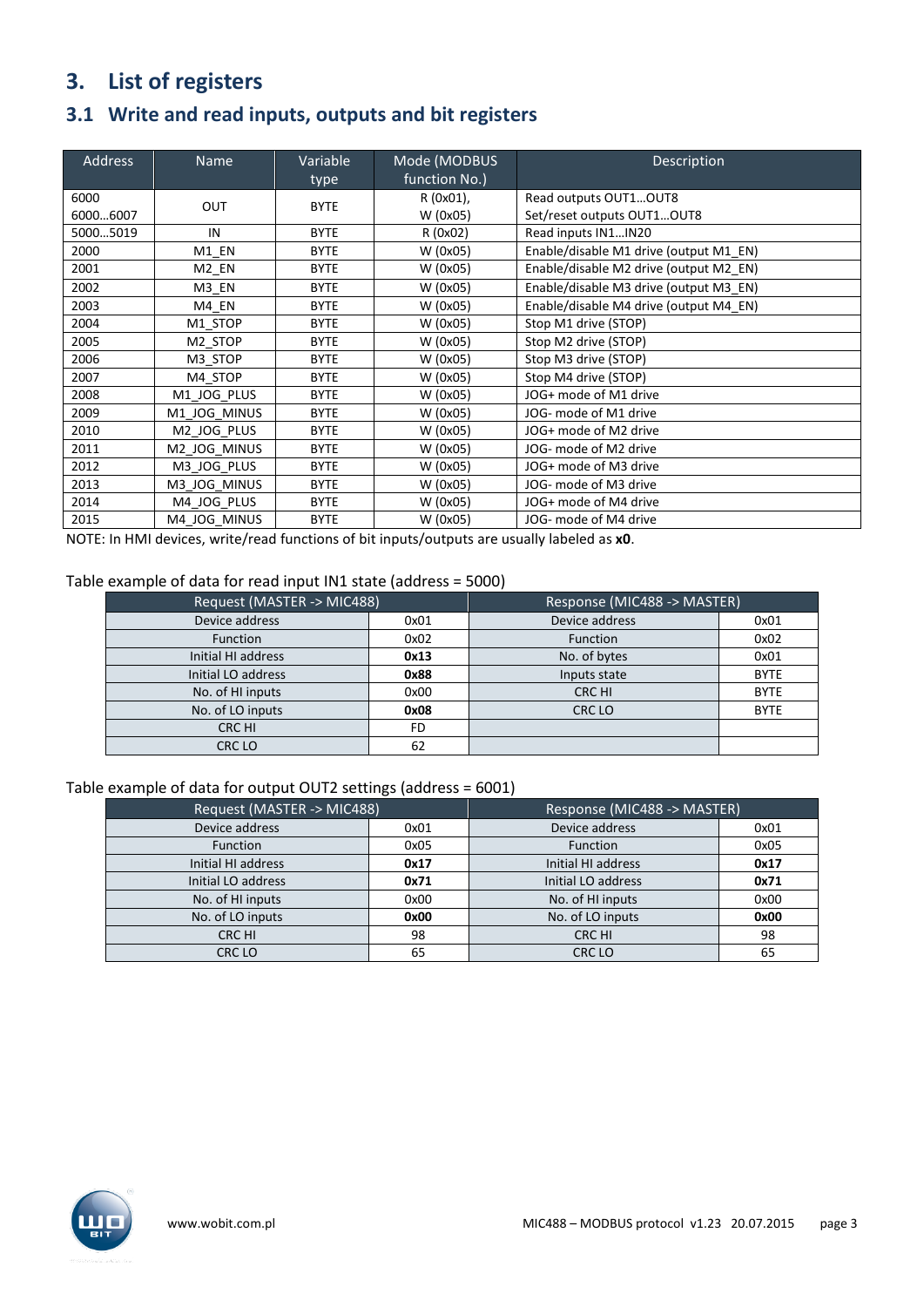# 3. List of registers

## 3.1 Write and read inputs, outputs and bit registers

| Address | Name | Variable type | Mode (MODBUS function No.) | Description |
|---|---|---|---|---|
| 6000<br>6000…6007 | OUT | BYTE | R (0x01),<br>W (0x05) | Read outputs OUT1…OUT8<br>Set/reset outputs OUT1…OUT8 |
| 5000…5019 | IN | BYTE | R (0x02) | Read inputs IN1…IN20 |
| 2000 | M1_EN | BYTE | W (0x05) | Enable/disable M1 drive (output M1_EN) |
| 2001 | M2_EN | BYTE | W (0x05) | Enable/disable M2 drive (output M2_EN) |
| 2002 | M3_EN | BYTE | W (0x05) | Enable/disable M3 drive (output M3_EN) |
| 2003 | M4_EN | BYTE | W (0x05) | Enable/disable M4 drive (output M4_EN) |
| 2004 | M1_STOP | BYTE | W (0x05) | Stop M1 drive (STOP) |
| 2005 | M2_STOP | BYTE | W (0x05) | Stop M2 drive (STOP) |
| 2006 | M3_STOP | BYTE | W (0x05) | Stop M3 drive (STOP) |
| 2007 | M4_STOP | BYTE | W (0x05) | Stop M4 drive (STOP) |
| 2008 | M1_JOG_PLUS | BYTE | W (0x05) | JOG+ mode of M1 drive |
| 2009 | M1_JOG_MINUS | BYTE | W (0x05) | JOG- mode of M1 drive |
| 2010 | M2_JOG_PLUS | BYTE | W (0x05) | JOG+ mode of M2 drive |
| 2011 | M2_JOG_MINUS | BYTE | W (0x05) | JOG- mode of M2 drive |
| 2012 | M3_JOG_PLUS | BYTE | W (0x05) | JOG+ mode of M3 drive |
| 2013 | M3_JOG_MINUS | BYTE | W (0x05) | JOG- mode of M3 drive |
| 2014 | M4_JOG_PLUS | BYTE | W (0x05) | JOG+ mode of M4 drive |
| 2015 | M4_JOG_MINUS | BYTE | W (0x05) | JOG- mode of M4 drive |

NOTE: In HMI devices, write/read functions of bit inputs/outputs are usually labeled as **x0**.

Table example of data for read input IN1 state (address = 5000)

| Request (MASTER -> MIC488) | | Response (MIC488 -> MASTER) | |
|---|---|---|---|
| Device address | 0x01 | Device address | 0x01 |
| Function | 0x02 | Function | 0x02 |
| Initial HI address | **0x13** | No. of bytes | 0x01 |
| Initial LO address | **0x88** | Inputs state | BYTE |
| No. of HI inputs | 0x00 | CRC HI | BYTE |
| No. of LO inputs | **0x08** | CRC LO | BYTE |
| CRC HI | FD | | |
| CRC LO | 62 | | |

Table example of data for output OUT2 settings (address = 6001)

| Request (MASTER -> MIC488) | | Response (MIC488 -> MASTER) | |
|---|---|---|---|
| Device address | 0x01 | Device address | 0x01 |
| Function | 0x05 | Function | 0x05 |
| Initial HI address | **0x17** | Initial HI address | **0x17** |
| Initial LO address | **0x71** | Initial LO address | **0x71** |
| No. of HI inputs | 0x00 | No. of HI inputs | 0x00 |
| No. of LO inputs | **0x00** | No. of LO inputs | **0x00** |
| CRC HI | 98 | CRC HI | 98 |
| CRC LO | 65 | CRC LO | 65 |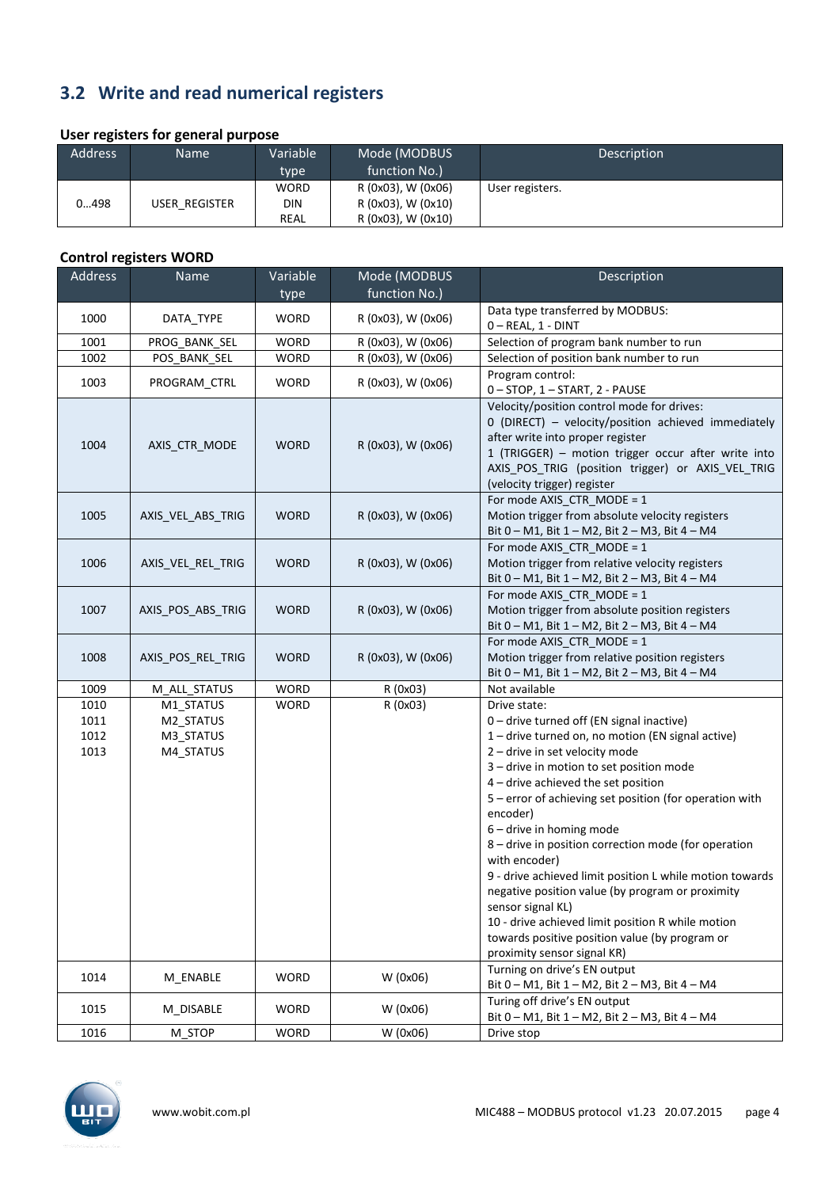## 3.2 Write and read numerical registers

### User registers for general purpose

| Address | Name | Variable type | Mode (MODBUS function No.) | Description |
|---|---|---|---|---|
| 0…498 | USER_REGISTER | WORD<br>DIN<br>REAL | R (0x03), W (0x06)<br>R (0x03), W (0x10)<br>R (0x03), W (0x10) | User registers. |

### Control registers WORD

| Address | Name | Variable type | Mode (MODBUS function No.) | Description |
|---|---|---|---|---|
| 1000 | DATA_TYPE | WORD | R (0x03), W (0x06) | Data type transferred by MODBUS:<br>0 – REAL, 1 - DINT |
| 1001 | PROG_BANK_SEL | WORD | R (0x03), W (0x06) | Selection of program bank number to run |
| 1002 | POS_BANK_SEL | WORD | R (0x03), W (0x06) | Selection of position bank number to run |
| 1003 | PROGRAM_CTRL | WORD | R (0x03), W (0x06) | Program control:<br>0 – STOP, 1 – START, 2 - PAUSE |
| 1004 | AXIS_CTR_MODE | WORD | R (0x03), W (0x06) | Velocity/position control mode for drives:<br>0 (DIRECT) – velocity/position achieved immediately after write into proper register<br>1 (TRIGGER) – motion trigger occur after write into AXIS_POS_TRIG (position trigger) or AXIS_VEL_TRIG (velocity trigger) register |
| 1005 | AXIS_VEL_ABS_TRIG | WORD | R (0x03), W (0x06) | For mode AXIS_CTR_MODE = 1<br>Motion trigger from absolute velocity registers<br>Bit 0 – M1, Bit 1 – M2, Bit 2 – M3, Bit 4 – M4 |
| 1006 | AXIS_VEL_REL_TRIG | WORD | R (0x03), W (0x06) | For mode AXIS_CTR_MODE = 1<br>Motion trigger from relative velocity registers<br>Bit 0 – M1, Bit 1 – M2, Bit 2 – M3, Bit 4 – M4 |
| 1007 | AXIS_POS_ABS_TRIG | WORD | R (0x03), W (0x06) | For mode AXIS_CTR_MODE = 1<br>Motion trigger from absolute position registers<br>Bit 0 – M1, Bit 1 – M2, Bit 2 – M3, Bit 4 – M4 |
| 1008 | AXIS_POS_REL_TRIG | WORD | R (0x03), W (0x06) | For mode AXIS_CTR_MODE = 1<br>Motion trigger from relative position registers<br>Bit 0 – M1, Bit 1 – M2, Bit 2 – M3, Bit 4 – M4 |
| 1009 | M_ALL_STATUS | WORD | R (0x03) | Not available |
| 1010<br>1011<br>1012<br>1013 | M1_STATUS<br>M2_STATUS<br>M3_STATUS<br>M4_STATUS | WORD | R (0x03) | Drive state:<br>0 – drive turned off (EN signal inactive)<br>1 – drive turned on, no motion (EN signal active)<br>2 – drive in set velocity mode<br>3 – drive in motion to set position mode<br>4 – drive achieved the set position<br>5 – error of achieving set position (for operation with encoder)<br>6 – drive in homing mode<br>8 – drive in position correction mode (for operation with encoder)<br>9 - drive achieved limit position L while motion towards negative position value (by program or proximity sensor signal KL)<br>10 - drive achieved limit position R while motion towards positive position value (by program or proximity sensor signal KR) |
| 1014 | M_ENABLE | WORD | W (0x06) | Turning on drive's EN output<br>Bit 0 – M1, Bit 1 – M2, Bit 2 – M3, Bit 4 – M4 |
| 1015 | M_DISABLE | WORD | W (0x06) | Turing off drive's EN output<br>Bit 0 – M1, Bit 1 – M2, Bit 2 – M3, Bit 4 – M4 |
| 1016 | M_STOP | WORD | W (0x06) | Drive stop |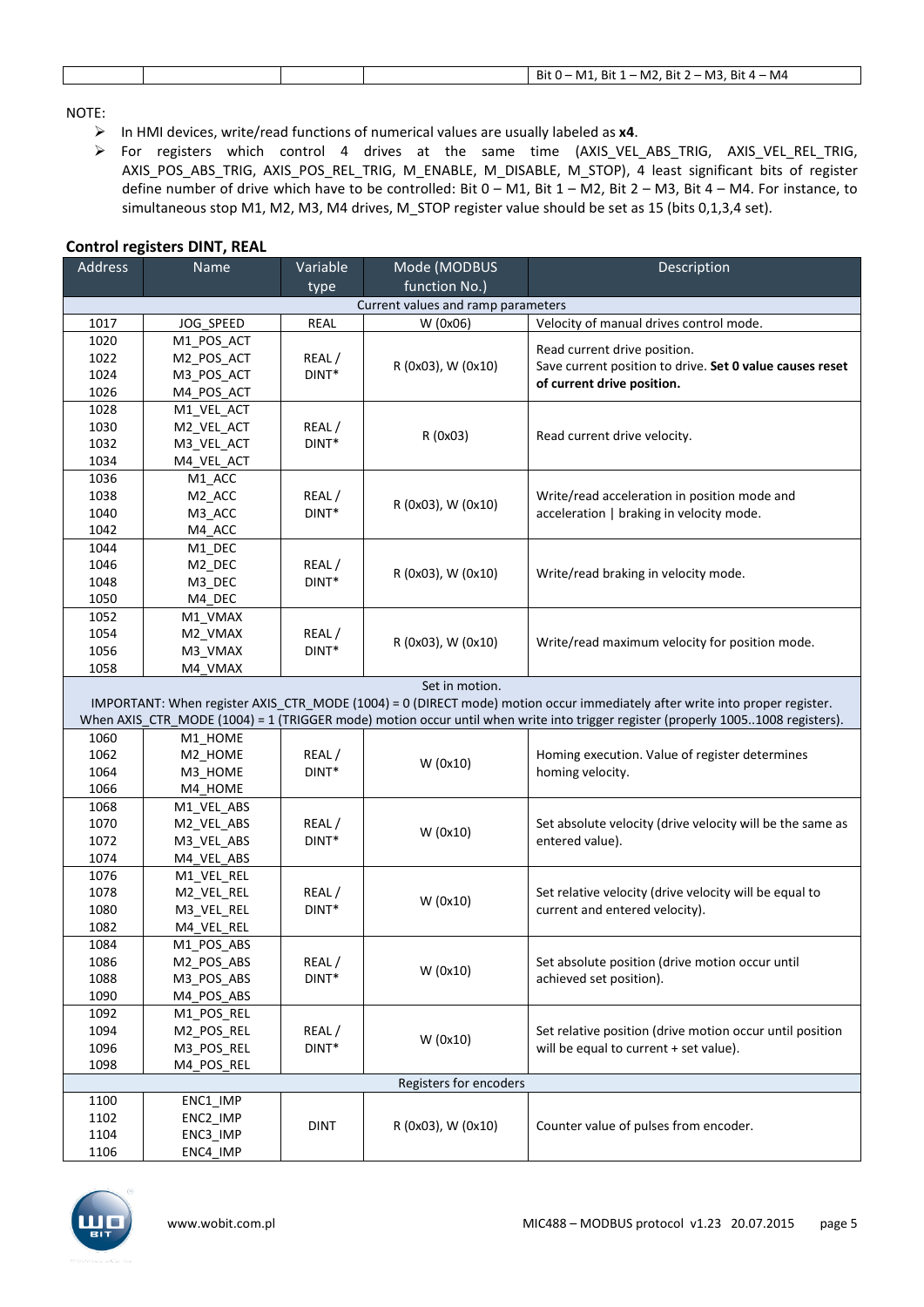| | | | | Bit 0 – M1, Bit 1 – M2, Bit 2 – M3, Bit 4 – M4 |
|---|---|---|---|---|

NOTE:

- In HMI devices, write/read functions of numerical values are usually labeled as **x4**.
- For registers which control 4 drives at the same time (AXIS_VEL_ABS_TRIG, AXIS_VEL_REL_TRIG, AXIS_POS_ABS_TRIG, AXIS_POS_REL_TRIG, M_ENABLE, M_DISABLE, M_STOP), 4 least significant bits of register define number of drive which have to be controlled: Bit 0 – M1, Bit 1 – M2, Bit 2 – M3, Bit 4 – M4. For instance, to simultaneous stop M1, M2, M3, M4 drives, M_STOP register value should be set as 15 (bits 0,1,3,4 set).

### Control registers DINT, REAL

| Address | Name | Variable type | Mode (MODBUS function No.) | Description |
|---|---|---|---|---|
| | | Current values and ramp parameters | | |
| 1017 | JOG_SPEED | REAL | W (0x06) | Velocity of manual drives control mode. |
| 1020<br>1022<br>1024<br>1026 | M1_POS_ACT<br>M2_POS_ACT<br>M3_POS_ACT<br>M4_POS_ACT | REAL / DINT* | R (0x03), W (0x10) | Read current drive position.<br>Save current position to drive. **Set 0 value causes reset of current drive position.** |
| 1028<br>1030<br>1032<br>1034 | M1_VEL_ACT<br>M2_VEL_ACT<br>M3_VEL_ACT<br>M4_VEL_ACT | REAL / DINT* | R (0x03) | Read current drive velocity. |
| 1036<br>1038<br>1040<br>1042 | M1_ACC<br>M2_ACC<br>M3_ACC<br>M4_ACC | REAL / DINT* | R (0x03), W (0x10) | Write/read acceleration in position mode and acceleration \| braking in velocity mode. |
| 1044<br>1046<br>1048<br>1050 | M1_DEC<br>M2_DEC<br>M3_DEC<br>M4_DEC | REAL / DINT* | R (0x03), W (0x10) | Write/read braking in velocity mode. |
| 1052<br>1054<br>1056<br>1058 | M1_VMAX<br>M2_VMAX<br>M3_VMAX<br>M4_VMAX | REAL / DINT* | R (0x03), W (0x10) | Write/read maximum velocity for position mode. |
| | | Set in motion.<br>IMPORTANT: When register AXIS_CTR_MODE (1004) = 0 (DIRECT mode) motion occur immediately after write into proper register.<br>When AXIS_CTR_MODE (1004) = 1 (TRIGGER mode) motion occur until when write into trigger register (properly 1005..1008 registers). | | |
| 1060<br>1062<br>1064<br>1066 | M1_HOME<br>M2_HOME<br>M3_HOME<br>M4_HOME | REAL / DINT* | W (0x10) | Homing execution. Value of register determines homing velocity. |
| 1068<br>1070<br>1072<br>1074 | M1_VEL_ABS<br>M2_VEL_ABS<br>M3_VEL_ABS<br>M4_VEL_ABS | REAL / DINT* | W (0x10) | Set absolute velocity (drive velocity will be the same as entered value). |
| 1076<br>1078<br>1080<br>1082 | M1_VEL_REL<br>M2_VEL_REL<br>M3_VEL_REL<br>M4_VEL_REL | REAL / DINT* | W (0x10) | Set relative velocity (drive velocity will be equal to current and entered velocity). |
| 1084<br>1086<br>1088<br>1090 | M1_POS_ABS<br>M2_POS_ABS<br>M3_POS_ABS<br>M4_POS_ABS | REAL / DINT* | W (0x10) | Set absolute position (drive motion occur until achieved set position). |
| 1092<br>1094<br>1096<br>1098 | M1_POS_REL<br>M2_POS_REL<br>M3_POS_REL<br>M4_POS_REL | REAL / DINT* | W (0x10) | Set relative position (drive motion occur until position will be equal to current + set value). |
| | | Registers for encoders | | |
| 1100<br>1102<br>1104<br>1106 | ENC1_IMP<br>ENC2_IMP<br>ENC3_IMP<br>ENC4_IMP | DINT | R (0x03), W (0x10) | Counter value of pulses from encoder. |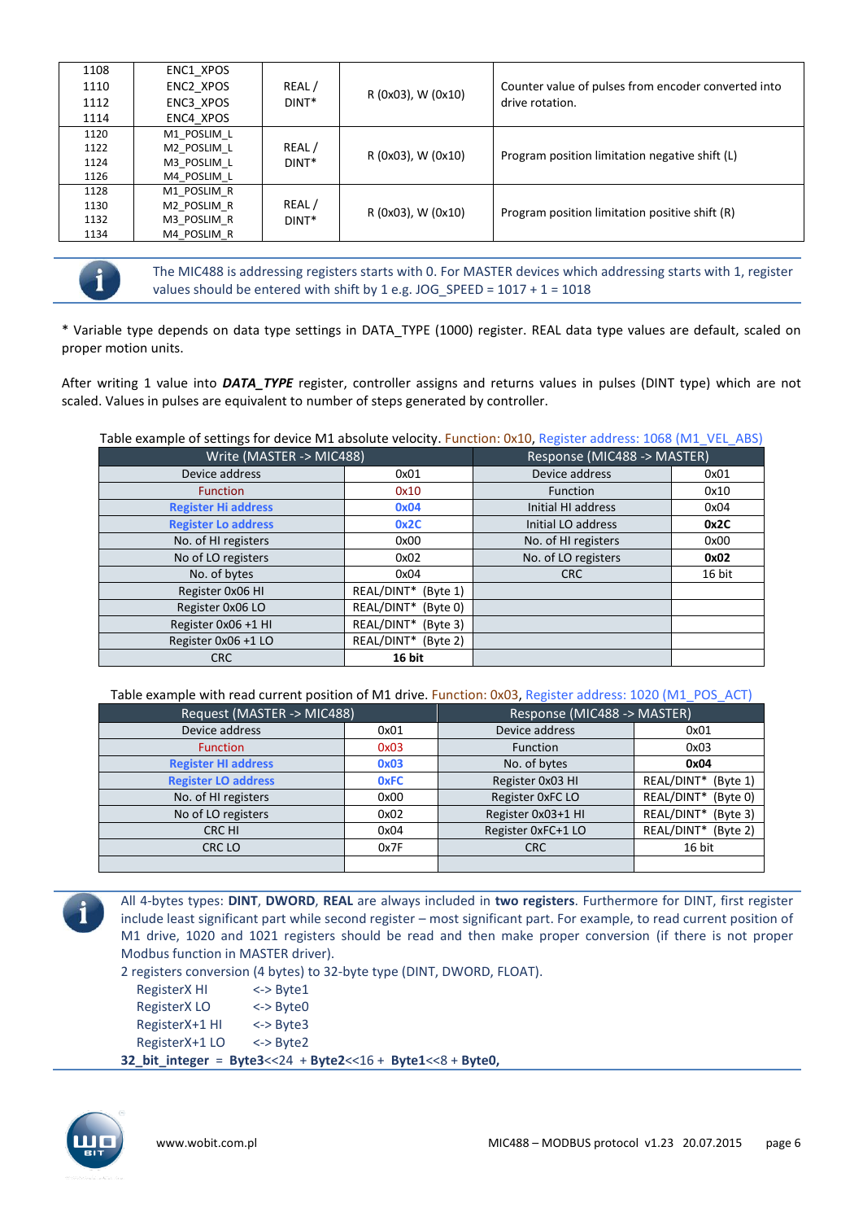| | | | | |
|---|---|---|---|---|
| 1108<br>1110<br>1112<br>1114 | ENC1_XPOS<br>ENC2_XPOS<br>ENC3_XPOS<br>ENC4_XPOS | REAL / DINT* | R (0x03), W (0x10) | Counter value of pulses from encoder converted into drive rotation. |
| 1120<br>1122<br>1124<br>1126 | M1_POSLIM_L<br>M2_POSLIM_L<br>M3_POSLIM_L<br>M4_POSLIM_L | REAL / DINT* | R (0x03), W (0x10) | Program position limitation negative shift (L) |
| 1128<br>1130<br>1132<br>1134 | M1_POSLIM_R<br>M2_POSLIM_R<br>M3_POSLIM_R<br>M4_POSLIM_R | REAL / DINT* | R (0x03), W (0x10) | Program position limitation positive shift (R) |

The MIC488 is addressing registers starts with 0. For MASTER devices which addressing starts with 1, register values should be entered with shift by 1 e.g. JOG_SPEED = 1017 + 1 = 1018

* Variable type depends on data type settings in DATA_TYPE (1000) register. REAL data type values are default, scaled on proper motion units.

After writing 1 value into ***DATA_TYPE*** register, controller assigns and returns values in pulses (DINT type) which are not scaled. Values in pulses are equivalent to number of steps generated by controller.

Table example of settings for device M1 absolute velocity. Function: 0x10, Register address: 1068 (M1_VEL_ABS)

| Write (MASTER -> MIC488) | | Response (MIC488 -> MASTER) | |
|---|---|---|---|
| Device address | 0x01 | Device address | 0x01 |
| Function | 0x10 | Function | 0x10 |
| **Register Hi address** | **0x04** | Initial HI address | 0x04 |
| **Register Lo address** | **0x2C** | Initial LO address | **0x2C** |
| No. of HI registers | 0x00 | No. of HI registers | 0x00 |
| No of LO registers | 0x02 | No. of LO registers | **0x02** |
| No. of bytes | 0x04 | CRC | 16 bit |
| Register 0x06 HI | REAL/DINT* (Byte 1) | | |
| Register 0x06 LO | REAL/DINT* (Byte 0) | | |
| Register 0x06 +1 HI | REAL/DINT* (Byte 3) | | |
| Register 0x06 +1 LO | REAL/DINT* (Byte 2) | | |
| CRC | **16 bit** | | |

Table example with read current position of M1 drive. Function: 0x03, Register address: 1020 (M1_POS_ACT)

| Request (MASTER -> MIC488) | | Response (MIC488 -> MASTER) | |
|---|---|---|---|
| Device address | 0x01 | Device address | 0x01 |
| Function | 0x03 | Function | 0x03 |
| **Register HI address** | **0x03** | No. of bytes | **0x04** |
| **Register LO address** | **0xFC** | Register 0x03 HI | REAL/DINT* (Byte 1) |
| No. of HI registers | 0x00 | Register 0xFC LO | REAL/DINT* (Byte 0) |
| No of LO registers | 0x02 | Register 0x03+1 HI | REAL/DINT* (Byte 3) |
| CRC HI | 0x04 | Register 0xFC+1 LO | REAL/DINT* (Byte 2) |
| CRC LO | 0x7F | CRC | 16 bit |
| | | | |

All 4-bytes types: **DINT**, **DWORD**, **REAL** are always included in **two registers**. Furthermore for DINT, first register include least significant part while second register – most significant part. For example, to read current position of M1 drive, 1020 and 1021 registers should be read and then make proper conversion (if there is not proper Modbus function in MASTER driver).

2 registers conversion (4 bytes) to 32-byte type (DINT, DWORD, FLOAT).

RegisterX HI <-> Byte1
RegisterX LO <-> Byte0
RegisterX+1 HI <-> Byte3
RegisterX+1 LO <-> Byte2

**32_bit_integer** = **Byte3**<<24 + **Byte2**<<16 + **Byte1**<<8 + **Byte0,**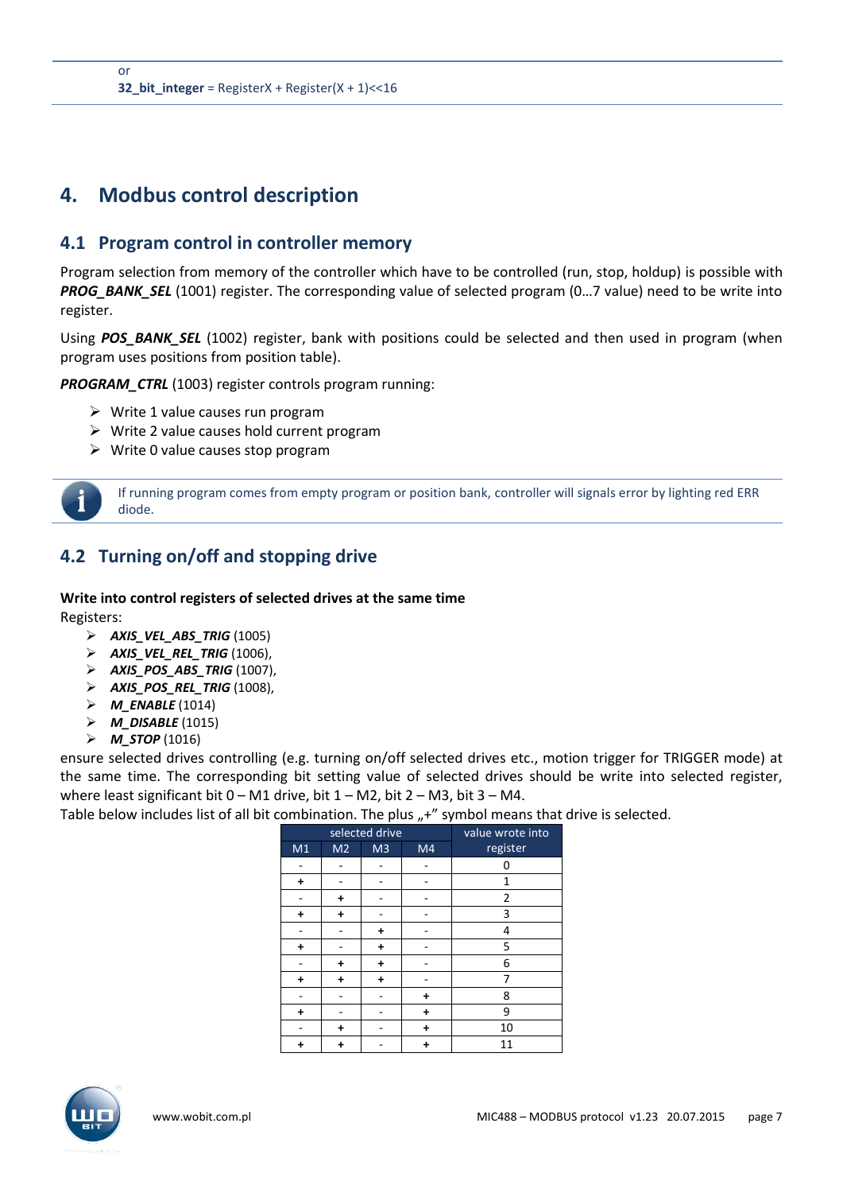or
**32_bit_integer** = RegisterX + Register(X + 1)<<16

# 4. Modbus control description

## 4.1 Program control in controller memory

Program selection from memory of the controller which have to be controlled (run, stop, holdup) is possible with ***PROG_BANK_SEL*** (1001) register. The corresponding value of selected program (0…7 value) need to be write into register.

Using ***POS_BANK_SEL*** (1002) register, bank with positions could be selected and then used in program (when program uses positions from position table).

***PROGRAM_CTRL*** (1003) register controls program running:

- Write 1 value causes run program
- Write 2 value causes hold current program
- Write 0 value causes stop program

If running program comes from empty program or position bank, controller will signals error by lighting red ERR diode.

## 4.2 Turning on/off and stopping drive

**Write into control registers of selected drives at the same time**

Registers:

- ***AXIS_VEL_ABS_TRIG*** (1005)
- ***AXIS_VEL_REL_TRIG*** (1006),
- ***AXIS_POS_ABS_TRIG*** (1007),
- ***AXIS_POS_REL_TRIG*** (1008),
- ***M_ENABLE*** (1014)
- ***M_DISABLE*** (1015)
- ***M_STOP*** (1016)

ensure selected drives controlling (e.g. turning on/off selected drives etc., motion trigger for TRIGGER mode) at the same time. The corresponding bit setting value of selected drives should be write into selected register, where least significant bit 0 – M1 drive, bit 1 – M2, bit 2 – M3, bit 3 – M4.

Table below includes list of all bit combination. The plus „+" symbol means that drive is selected.

| selected drive | | | | value wrote into register |
|---|---|---|---|---|
| M1 | M2 | M3 | M4 | |
| - | - | - | - | 0 |
| + | - | - | - | 1 |
| - | + | - | - | 2 |
| + | + | - | - | 3 |
| - | - | + | - | 4 |
| + | - | + | - | 5 |
| - | + | + | - | 6 |
| + | + | + | - | 7 |
| - | - | - | + | 8 |
| + | - | - | + | 9 |
| - | + | - | + | 10 |
| + | + | - | + | 11 |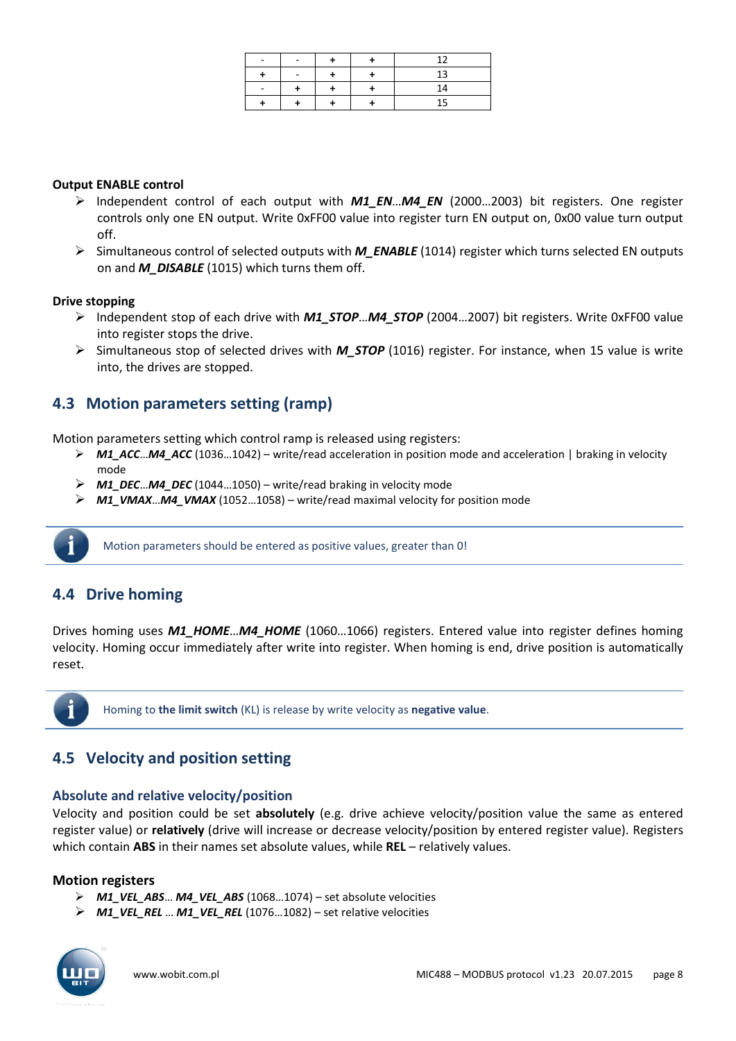| - | - | + | + | 12 |
| --- | --- | --- | --- | --- |
| + | - | + | + | 13 |
| - | + | + | + | 14 |
| + | + | + | + | 15 |

**Output ENABLE control**

- Independent control of each output with ***M1_EN***…***M4_EN*** (2000…2003) bit registers. One register controls only one EN output. Write 0xFF00 value into register turn EN output on, 0x00 value turn output off.
- Simultaneous control of selected outputs with ***M_ENABLE*** (1014) register which turns selected EN outputs on and ***M_DISABLE*** (1015) which turns them off.

**Drive stopping**

- Independent stop of each drive with ***M1_STOP***…***M4_STOP*** (2004…2007) bit registers. Write 0xFF00 value into register stops the drive.
- Simultaneous stop of selected drives with ***M_STOP*** (1016) register. For instance, when 15 value is write into, the drives are stopped.

## 4.3 Motion parameters setting (ramp)

Motion parameters setting which control ramp is released using registers:

- ***M1_ACC***…***M4_ACC*** (1036…1042) – write/read acceleration in position mode and acceleration | braking in velocity mode
- ***M1_DEC***…***M4_DEC*** (1044…1050) – write/read braking in velocity mode
- ***M1_VMAX***…***M4_VMAX*** (1052…1058) – write/read maximal velocity for position mode

Motion parameters should be entered as positive values, greater than 0!

## 4.4 Drive homing

Drives homing uses ***M1_HOME***…***M4_HOME*** (1060…1066) registers. Entered value into register defines homing velocity. Homing occur immediately after write into register. When homing is end, drive position is automatically reset.

Homing to **the limit switch** (KL) is release by write velocity as **negative value**.

## 4.5 Velocity and position setting

### Absolute and relative velocity/position

Velocity and position could be set **absolutely** (e.g. drive achieve velocity/position value the same as entered register value) or **relatively** (drive will increase or decrease velocity/position by entered register value). Registers which contain **ABS** in their names set absolute values, while **REL** – relatively values.

### Motion registers

- ***M1_VEL_ABS***… ***M4_VEL_ABS*** (1068…1074) – set absolute velocities
- ***M1_VEL_REL*** … ***M1_VEL_REL*** (1076…1082) – set relative velocities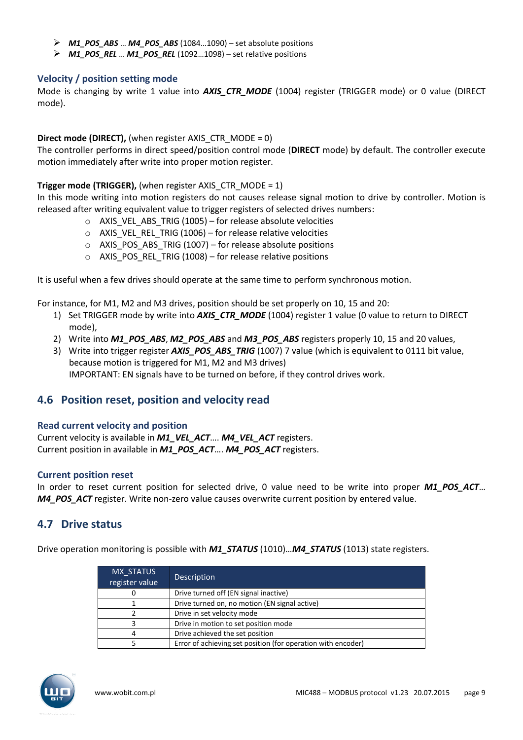- ***M1_POS_ABS*** … ***M4_POS_ABS*** (1084…1090) – set absolute positions
- ***M1_POS_REL*** … ***M1_POS_REL*** (1092…1098) – set relative positions

### Velocity / position setting mode

Mode is changing by write 1 value into ***AXIS_CTR_MODE*** (1004) register (TRIGGER mode) or 0 value (DIRECT mode).

**Direct mode (DIRECT),** (when register AXIS_CTR_MODE = 0)
The controller performs in direct speed/position control mode (**DIRECT** mode) by default. The controller execute motion immediately after write into proper motion register.

**Trigger mode (TRIGGER),** (when register AXIS_CTR_MODE = 1)
In this mode writing into motion registers do not causes release signal motion to drive by controller. Motion is released after writing equivalent value to trigger registers of selected drives numbers:

- AXIS_VEL_ABS_TRIG (1005) – for release absolute velocities
- AXIS_VEL_REL_TRIG (1006) – for release relative velocities
- AXIS_POS_ABS_TRIG (1007) – for release absolute positions
- AXIS_POS_REL_TRIG (1008) – for release relative positions

It is useful when a few drives should operate at the same time to perform synchronous motion.

For instance, for M1, M2 and M3 drives, position should be set properly on 10, 15 and 20:

1) Set TRIGGER mode by write into ***AXIS_CTR_MODE*** (1004) register 1 value (0 value to return to DIRECT mode),
2) Write into ***M1_POS_ABS***, ***M2_POS_ABS*** and ***M3_POS_ABS*** registers properly 10, 15 and 20 values,
3) Write into trigger register ***AXIS_POS_ABS_TRIG*** (1007) 7 value (which is equivalent to 0111 bit value, because motion is triggered for M1, M2 and M3 drives)
   IMPORTANT: EN signals have to be turned on before, if they control drives work.

## 4.6 Position reset, position and velocity read

### Read current velocity and position

Current velocity is available in ***M1_VEL_ACT***…. ***M4_VEL_ACT*** registers.
Current position in available in ***M1_POS_ACT***…. ***M4_POS_ACT*** registers.

### Current position reset

In order to reset current position for selected drive, 0 value need to be write into proper ***M1_POS_ACT***… ***M4_POS_ACT*** register. Write non-zero value causes overwrite current position by entered value.

## 4.7 Drive status

Drive operation monitoring is possible with ***M1_STATUS*** (1010)…***M4_STATUS*** (1013) state registers.

| MX_STATUS register value | Description |
|---|---|
| 0 | Drive turned off (EN signal inactive) |
| 1 | Drive turned on, no motion (EN signal active) |
| 2 | Drive in set velocity mode |
| 3 | Drive in motion to set position mode |
| 4 | Drive achieved the set position |
| 5 | Error of achieving set position (for operation with encoder) |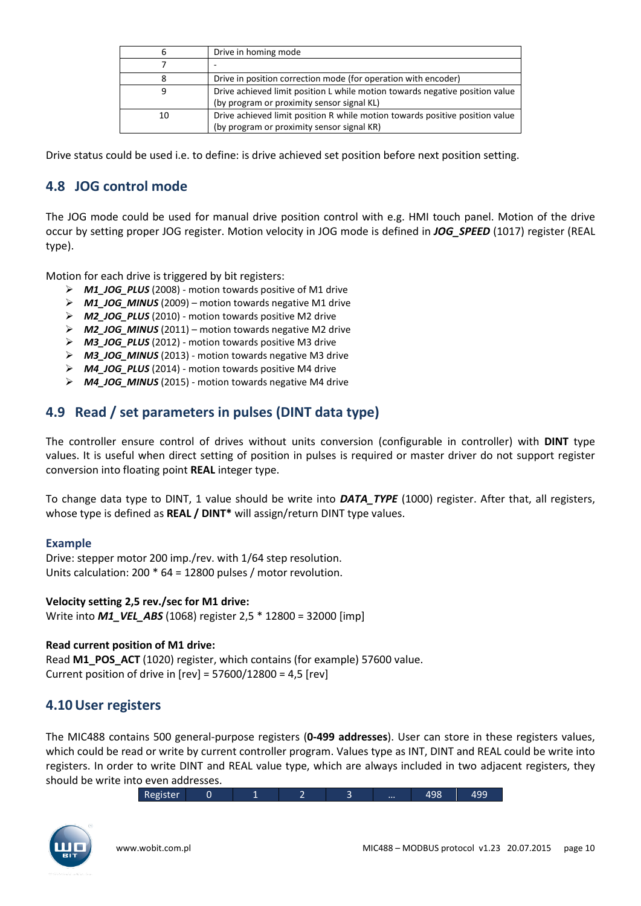| 6 | Drive in homing mode |
|---|---|
| 7 | - |
| 8 | Drive in position correction mode (for operation with encoder) |
| 9 | Drive achieved limit position L while motion towards negative position value (by program or proximity sensor signal KL) |
| 10 | Drive achieved limit position R while motion towards positive position value (by program or proximity sensor signal KR) |

Drive status could be used i.e. to define: is drive achieved set position before next position setting.

## 4.8 JOG control mode

The JOG mode could be used for manual drive position control with e.g. HMI touch panel. Motion of the drive occur by setting proper JOG register. Motion velocity in JOG mode is defined in ***JOG_SPEED*** (1017) register (REAL type).

Motion for each drive is triggered by bit registers:

- ***M1_JOG_PLUS*** (2008) - motion towards positive of M1 drive
- ***M1_JOG_MINUS*** (2009) – motion towards negative M1 drive
- ***M2_JOG_PLUS*** (2010) - motion towards positive M2 drive
- ***M2_JOG_MINUS*** (2011) – motion towards negative M2 drive
- ***M3_JOG_PLUS*** (2012) - motion towards positive M3 drive
- ***M3_JOG_MINUS*** (2013) - motion towards negative M3 drive
- ***M4_JOG_PLUS*** (2014) - motion towards positive M4 drive
- ***M4_JOG_MINUS*** (2015) - motion towards negative M4 drive

## 4.9 Read / set parameters in pulses (DINT data type)

The controller ensure control of drives without units conversion (configurable in controller) with **DINT** type values. It is useful when direct setting of position in pulses is required or master driver do not support register conversion into floating point **REAL** integer type.

To change data type to DINT, 1 value should be write into ***DATA_TYPE*** (1000) register. After that, all registers, whose type is defined as **REAL / DINT*** will assign/return DINT type values.

### Example

Drive: stepper motor 200 imp./rev. with 1/64 step resolution.
Units calculation: 200 * 64 = 12800 pulses / motor revolution.

**Velocity setting 2,5 rev./sec for M1 drive:**
Write into ***M1_VEL_ABS*** (1068) register 2,5 * 12800 = 32000 [imp]

**Read current position of M1 drive:**
Read **M1_POS_ACT** (1020) register, which contains (for example) 57600 value.
Current position of drive in [rev] = 57600/12800 = 4,5 [rev]

## 4.10 User registers

The MIC488 contains 500 general-purpose registers (**0-499 addresses**). User can store in these registers values, which could be read or write by current controller program. Values type as INT, DINT and REAL could be write into registers. In order to write DINT and REAL value type, which are always included in two adjacent registers, they should be write into even addresses.

| Register | 0 | 1 | 2 | 3 | ... | 498 | 499 |
|---|---|---|---|---|---|---|---|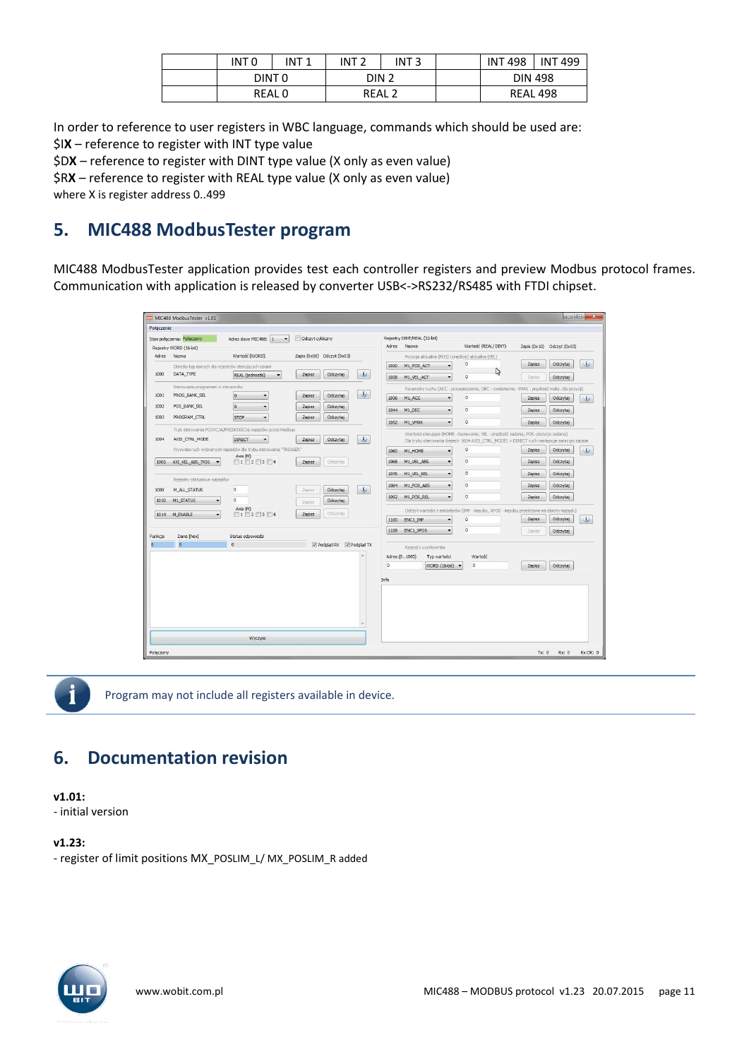| | INT 0 | INT 1 | INT 2 | INT 3 | | INT 498 | INT 499 |
|---|---|---|---|---|---|---|---|
| | DINT 0 | | DIN 2 | | | DIN 498 | |
| | REAL 0 | | REAL 2 | | | REAL 498 | |

In order to reference to user registers in WBC language, commands which should be used are:
$I**X** – reference to register with INT type value
$D**X** – reference to register with DINT type value (X only as even value)
$R**X** – reference to register with REAL type value (X only as even value)
where X is register address 0..499

## 5. MIC488 ModbusTester program

MIC488 ModbusTester application provides test each controller registers and preview Modbus protocol frames. Communication with application is released by converter USB<->RS232/RS485 with FTDI chipset.

Program may not include all registers available in device.

## 6. Documentation revision

**v1.01:**
- initial version

**v1.23:**
- register of limit positions MX_POSLIM_L/ MX_POSLIM_R added